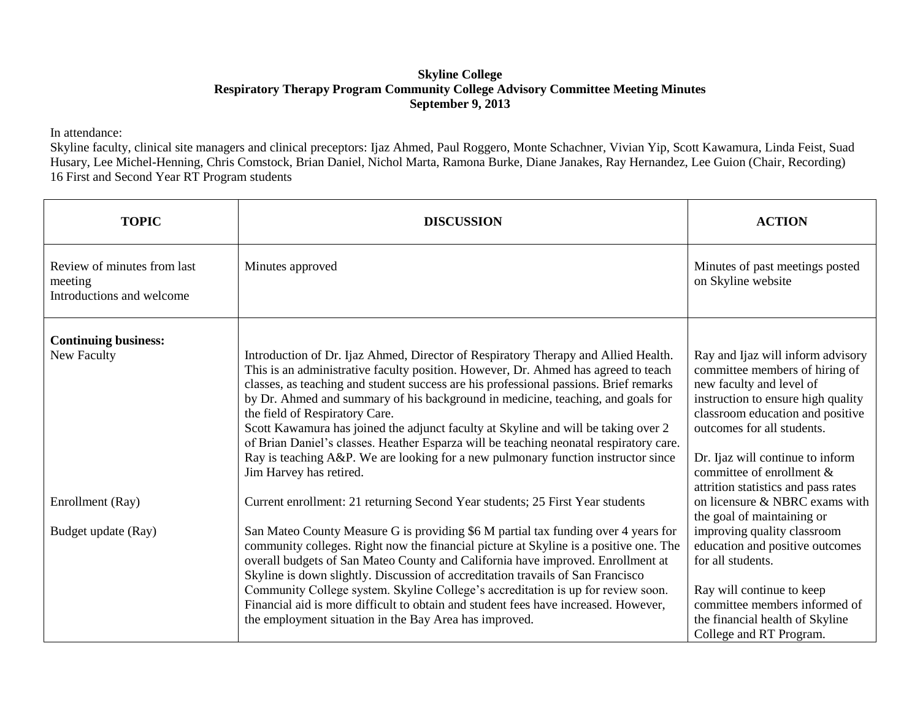**Skyline College**
**Respiratory Therapy Program Community College Advisory Committee Meeting Minutes**
**September 9, 2013**

In attendance:
Skyline faculty, clinical site managers and clinical preceptors: Ijaz Ahmed, Paul Roggero, Monte Schachner, Vivian Yip, Scott Kawamura, Linda Feist, Suad Husary, Lee Michel-Henning, Chris Comstock, Brian Daniel, Nichol Marta, Ramona Burke, Diane Janakes, Ray Hernandez, Lee Guion (Chair, Recording)
16 First and Second Year RT Program students

| TOPIC | DISCUSSION | ACTION |
|---|---|---|
| Review of minutes from last meeting<br>Introductions and welcome | Minutes approved | Minutes of past meetings posted on Skyline website |
| **Continuing business:**<br>New Faculty | Introduction of Dr. Ijaz Ahmed, Director of Respiratory Therapy and Allied Health. This is an administrative faculty position. However, Dr. Ahmed has agreed to teach classes, as teaching and student success are his professional passions. Brief remarks by Dr. Ahmed and summary of his background in medicine, teaching, and goals for the field of Respiratory Care.<br>Scott Kawamura has joined the adjunct faculty at Skyline and will be taking over 2 of Brian Daniel's classes. Heather Esparza will be teaching neonatal respiratory care. Ray is teaching A&P. We are looking for a new pulmonary function instructor since Jim Harvey has retired. | Ray and Ijaz will inform advisory committee members of hiring of new faculty and level of instruction to ensure high quality classroom education and positive outcomes for all students. |
| Enrollment (Ray) | Current enrollment: 21 returning Second Year students; 25 First Year students | Dr. Ijaz will continue to inform committee of enrollment & attrition statistics and pass rates on licensure & NBRC exams with the goal of maintaining or improving quality classroom education and positive outcomes for all students. |
| Budget update (Ray) | San Mateo County Measure G is providing $6 M partial tax funding over 4 years for community colleges. Right now the financial picture at Skyline is a positive one. The overall budgets of San Mateo County and California have improved. Enrollment at Skyline is down slightly. Discussion of accreditation travails of San Francisco Community College system. Skyline College's accreditation is up for review soon. Financial aid is more difficult to obtain and student fees have increased. However, the employment situation in the Bay Area has improved. | Ray will continue to keep committee members informed of the financial health of Skyline College and RT Program. |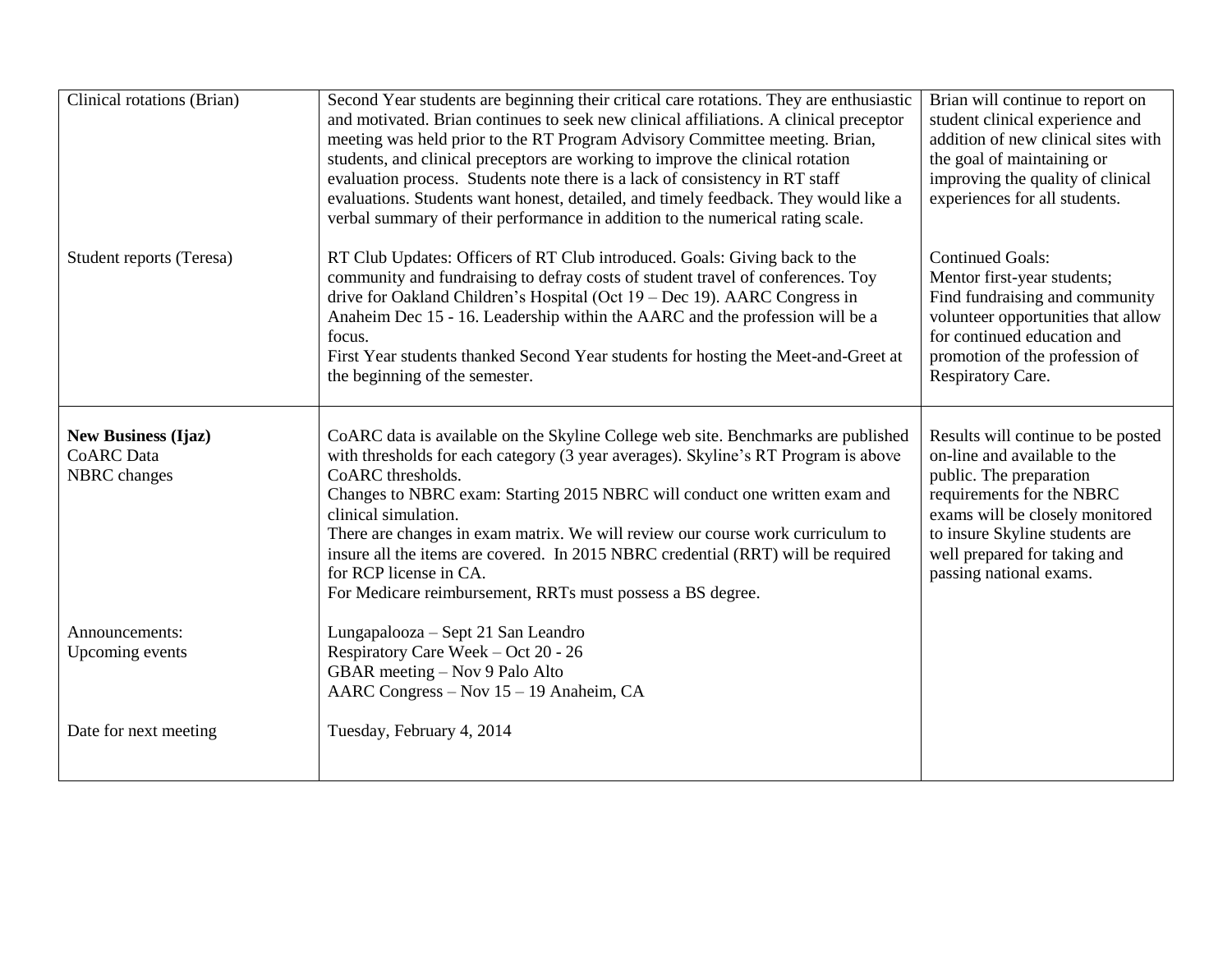| | | |
|---|---|---|
| Clinical rotations (Brian)<br><br>Student reports (Teresa) | Second Year students are beginning their critical care rotations. They are enthusiastic and motivated. Brian continues to seek new clinical affiliations. A clinical preceptor meeting was held prior to the RT Program Advisory Committee meeting. Brian, students, and clinical preceptors are working to improve the clinical rotation evaluation process. Students note there is a lack of consistency in RT staff evaluations. Students want honest, detailed, and timely feedback. They would like a verbal summary of their performance in addition to the numerical rating scale.<br><br>RT Club Updates: Officers of RT Club introduced. Goals: Giving back to the community and fundraising to defray costs of student travel of conferences. Toy drive for Oakland Children's Hospital (Oct 19 – Dec 19). AARC Congress in Anaheim Dec 15 - 16. Leadership within the AARC and the profession will be a focus.<br>First Year students thanked Second Year students for hosting the Meet-and-Greet at the beginning of the semester. | Brian will continue to report on student clinical experience and addition of new clinical sites with the goal of maintaining or improving the quality of clinical experiences for all students.<br><br>Continued Goals:<br>Mentor first-year students;<br>Find fundraising and community volunteer opportunities that allow for continued education and promotion of the profession of Respiratory Care. |
| **New Business (Ijaz)**<br>CoARC Data<br>NBRC changes<br><br>Announcements:<br>Upcoming events<br><br>Date for next meeting | CoARC data is available on the Skyline College web site. Benchmarks are published with thresholds for each category (3 year averages). Skyline's RT Program is above CoARC thresholds.<br>Changes to NBRC exam: Starting 2015 NBRC will conduct one written exam and clinical simulation.<br>There are changes in exam matrix. We will review our course work curriculum to insure all the items are covered. In 2015 NBRC credential (RRT) will be required for RCP license in CA.<br>For Medicare reimbursement, RRTs must possess a BS degree.<br><br>Lungapalooza – Sept 21 San Leandro<br>Respiratory Care Week – Oct 20 - 26<br>GBAR meeting – Nov 9 Palo Alto<br>AARC Congress – Nov 15 – 19 Anaheim, CA<br><br>Tuesday, February 4, 2014 | Results will continue to be posted on-line and available to the public. The preparation requirements for the NBRC exams will be closely monitored to insure Skyline students are well prepared for taking and passing national exams. |